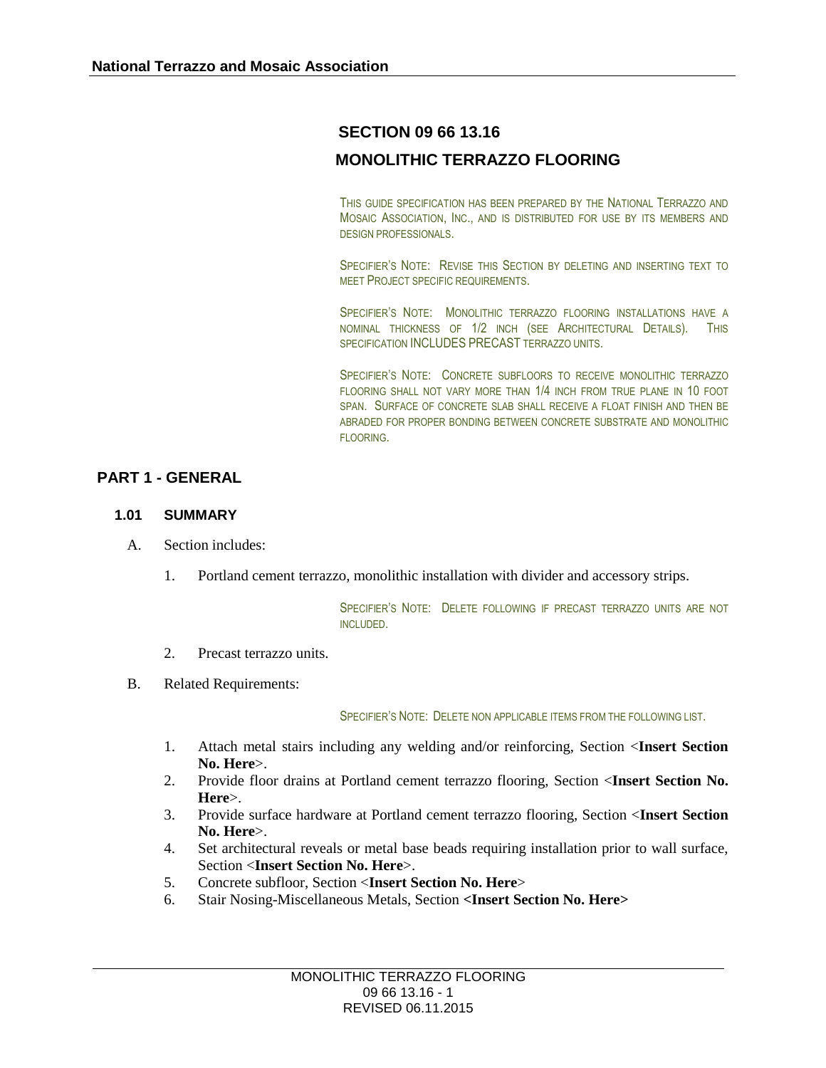# SECTION 09 66 13.16

# MONOLITHIC TERRAZZO FLOORING

THIS GUIDE SPECIFICATION HAS BEEN PREPARED BY THE NATIONAL TERRAZZO AND MOSAIC ASSOCIATION, INC., AND IS DISTRIBUTED FOR USE BY ITS MEMBERS AND DESIGN PROFESSIONALS.

SPECIFIER'S NOTE: REVISE THIS SECTION BY DELETING AND INSERTING TEXT TO MEET PROJECT SPECIFIC REQUIREMENTS.

SPECIFIER'S NOTE: MONOLITHIC TERRAZZO FLOORING INSTALLATIONS HAVE A NOMINAL THICKNESS OF 1/2 INCH (SEE ARCHITECTURAL DETAILS). THIS SPECIFICATION INCLUDES PRECAST TERRAZZO UNITS.

SPECIFIER'S NOTE: CONCRETE SUBFLOORS TO RECEIVE MONOLITHIC TERRAZZO FLOORING SHALL NOT VARY MORE THAN 1/4 INCH FROM TRUE PLANE IN 10 FOOT SPAN. SURFACE OF CONCRETE SLAB SHALL RECEIVE A FLOAT FINISH AND THEN BE ABRADED FOR PROPER BONDING BETWEEN CONCRETE SUBSTRATE AND MONOLITHIC FLOORING.

## PART 1 - GENERAL

### 1.01 SUMMARY

A. Section includes:

1. Portland cement terrazzo, monolithic installation with divider and accessory strips.

SPECIFIER'S NOTE: DELETE FOLLOWING IF PRECAST TERRAZZO UNITS ARE NOT INCLUDED.

2. Precast terrazzo units.

B. Related Requirements:

SPECIFIER'S NOTE: DELETE NON APPLICABLE ITEMS FROM THE FOLLOWING LIST.

1. Attach metal stairs including any welding and/or reinforcing, Section <**Insert Section No. Here**>.
2. Provide floor drains at Portland cement terrazzo flooring, Section <**Insert Section No. Here**>.
3. Provide surface hardware at Portland cement terrazzo flooring, Section <**Insert Section No. Here**>.
4. Set architectural reveals or metal base beads requiring installation prior to wall surface, Section <**Insert Section No. Here**>.
5. Concrete subfloor, Section <**Insert Section No. Here**>
6. Stair Nosing-Miscellaneous Metals, Section **<Insert Section No. Here>**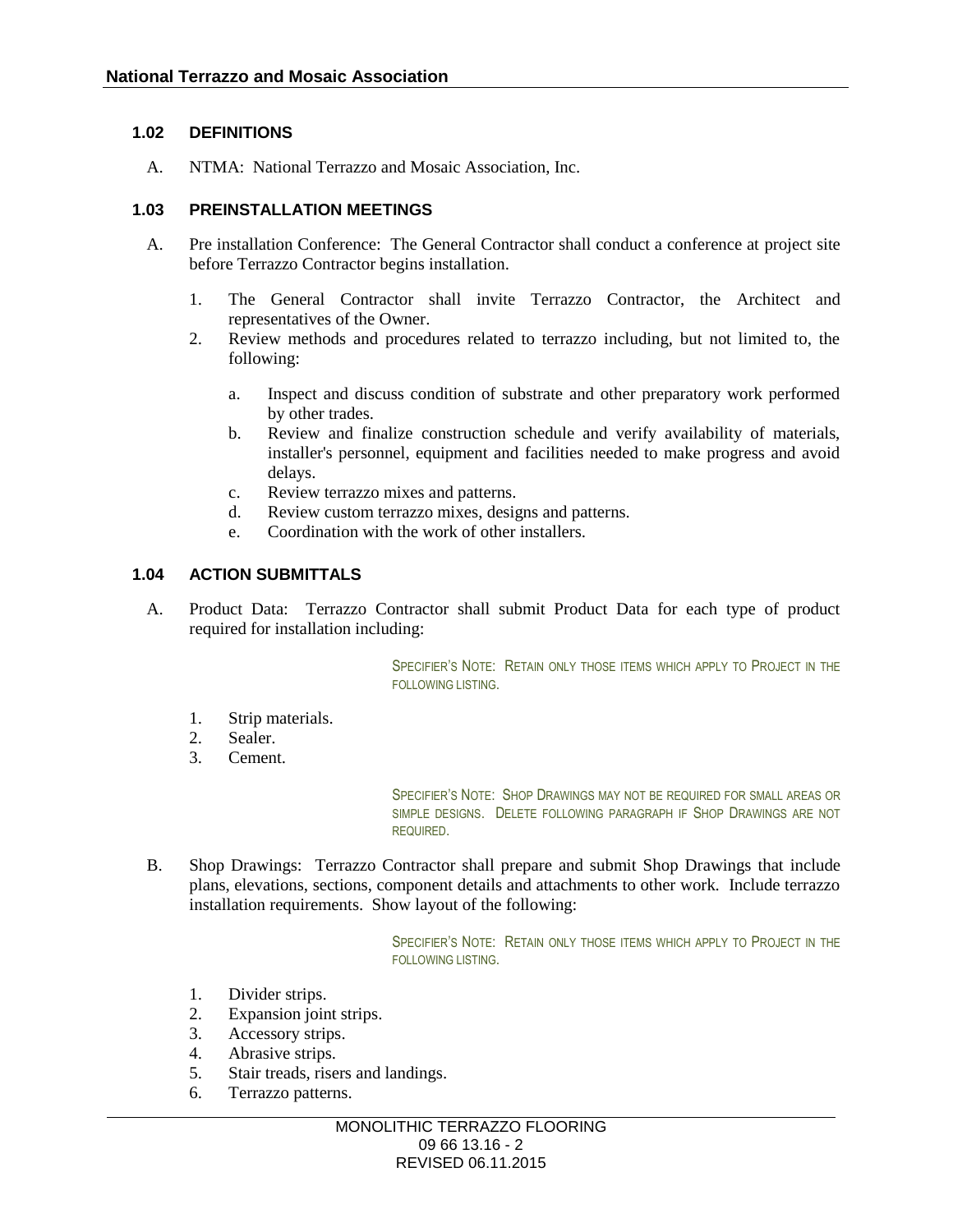### 1.02 DEFINITIONS

A. NTMA: National Terrazzo and Mosaic Association, Inc.

### 1.03 PREINSTALLATION MEETINGS

A. Pre installation Conference: The General Contractor shall conduct a conference at project site before Terrazzo Contractor begins installation.

1. The General Contractor shall invite Terrazzo Contractor, the Architect and representatives of the Owner.
2. Review methods and procedures related to terrazzo including, but not limited to, the following:

    a. Inspect and discuss condition of substrate and other preparatory work performed by other trades.
    b. Review and finalize construction schedule and verify availability of materials, installer's personnel, equipment and facilities needed to make progress and avoid delays.
    c. Review terrazzo mixes and patterns.
    d. Review custom terrazzo mixes, designs and patterns.
    e. Coordination with the work of other installers.

### 1.04 ACTION SUBMITTALS

A. Product Data: Terrazzo Contractor shall submit Product Data for each type of product required for installation including:

> SPECIFIER'S NOTE: RETAIN ONLY THOSE ITEMS WHICH APPLY TO PROJECT IN THE FOLLOWING LISTING.

1. Strip materials.
2. Sealer.
3. Cement.

> SPECIFIER'S NOTE: SHOP DRAWINGS MAY NOT BE REQUIRED FOR SMALL AREAS OR SIMPLE DESIGNS. DELETE FOLLOWING PARAGRAPH IF SHOP DRAWINGS ARE NOT REQUIRED.

B. Shop Drawings: Terrazzo Contractor shall prepare and submit Shop Drawings that include plans, elevations, sections, component details and attachments to other work. Include terrazzo installation requirements. Show layout of the following:

> SPECIFIER'S NOTE: RETAIN ONLY THOSE ITEMS WHICH APPLY TO PROJECT IN THE FOLLOWING LISTING.

1. Divider strips.
2. Expansion joint strips.
3. Accessory strips.
4. Abrasive strips.
5. Stair treads, risers and landings.
6. Terrazzo patterns.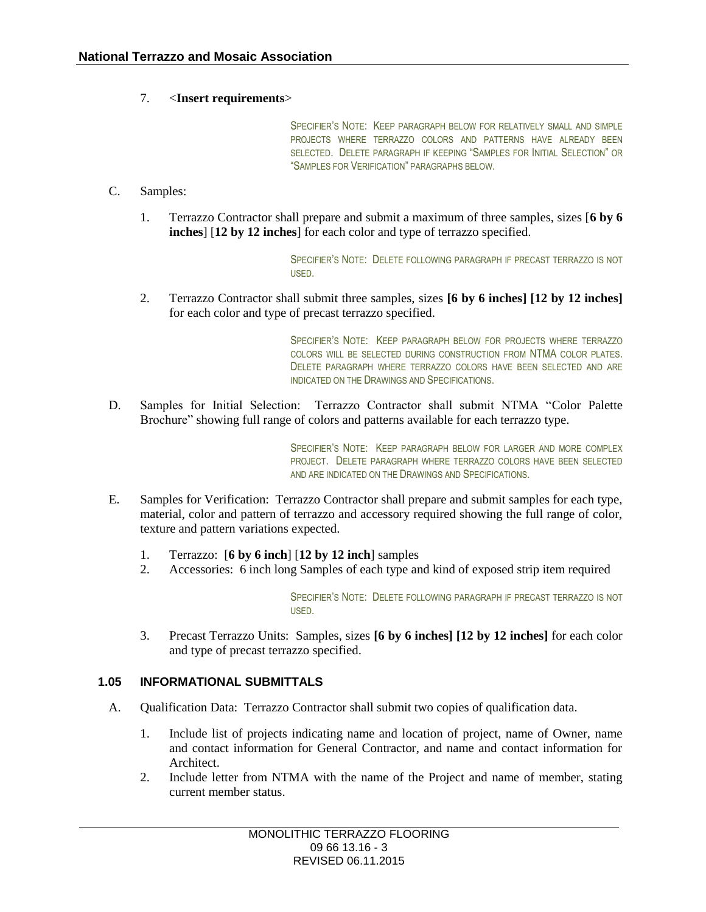7. <**Insert requirements**>

SPECIFIER'S NOTE: KEEP PARAGRAPH BELOW FOR RELATIVELY SMALL AND SIMPLE PROJECTS WHERE TERRAZZO COLORS AND PATTERNS HAVE ALREADY BEEN SELECTED. DELETE PARAGRAPH IF KEEPING "SAMPLES FOR INITIAL SELECTION" OR "SAMPLES FOR VERIFICATION" PARAGRAPHS BELOW.

C. Samples:

1. Terrazzo Contractor shall prepare and submit a maximum of three samples, sizes [**6 by 6 inches**] [**12 by 12 inches**] for each color and type of terrazzo specified.

SPECIFIER'S NOTE: DELETE FOLLOWING PARAGRAPH IF PRECAST TERRAZZO IS NOT USED.

2. Terrazzo Contractor shall submit three samples, sizes **[6 by 6 inches] [12 by 12 inches]** for each color and type of precast terrazzo specified.

SPECIFIER'S NOTE: KEEP PARAGRAPH BELOW FOR PROJECTS WHERE TERRAZZO COLORS WILL BE SELECTED DURING CONSTRUCTION FROM NTMA COLOR PLATES. DELETE PARAGRAPH WHERE TERRAZZO COLORS HAVE BEEN SELECTED AND ARE INDICATED ON THE DRAWINGS AND SPECIFICATIONS.

D. Samples for Initial Selection: Terrazzo Contractor shall submit NTMA "Color Palette Brochure" showing full range of colors and patterns available for each terrazzo type.

SPECIFIER'S NOTE: KEEP PARAGRAPH BELOW FOR LARGER AND MORE COMPLEX PROJECT. DELETE PARAGRAPH WHERE TERRAZZO COLORS HAVE BEEN SELECTED AND ARE INDICATED ON THE DRAWINGS AND SPECIFICATIONS.

E. Samples for Verification: Terrazzo Contractor shall prepare and submit samples for each type, material, color and pattern of terrazzo and accessory required showing the full range of color, texture and pattern variations expected.

1. Terrazzo: [**6 by 6 inch**] [**12 by 12 inch**] samples
2. Accessories: 6 inch long Samples of each type and kind of exposed strip item required

SPECIFIER'S NOTE: DELETE FOLLOWING PARAGRAPH IF PRECAST TERRAZZO IS NOT USED.

3. Precast Terrazzo Units: Samples, sizes **[6 by 6 inches] [12 by 12 inches]** for each color and type of precast terrazzo specified.

## 1.05 INFORMATIONAL SUBMITTALS

A. Qualification Data: Terrazzo Contractor shall submit two copies of qualification data.

1. Include list of projects indicating name and location of project, name of Owner, name and contact information for General Contractor, and name and contact information for Architect.
2. Include letter from NTMA with the name of the Project and name of member, stating current member status.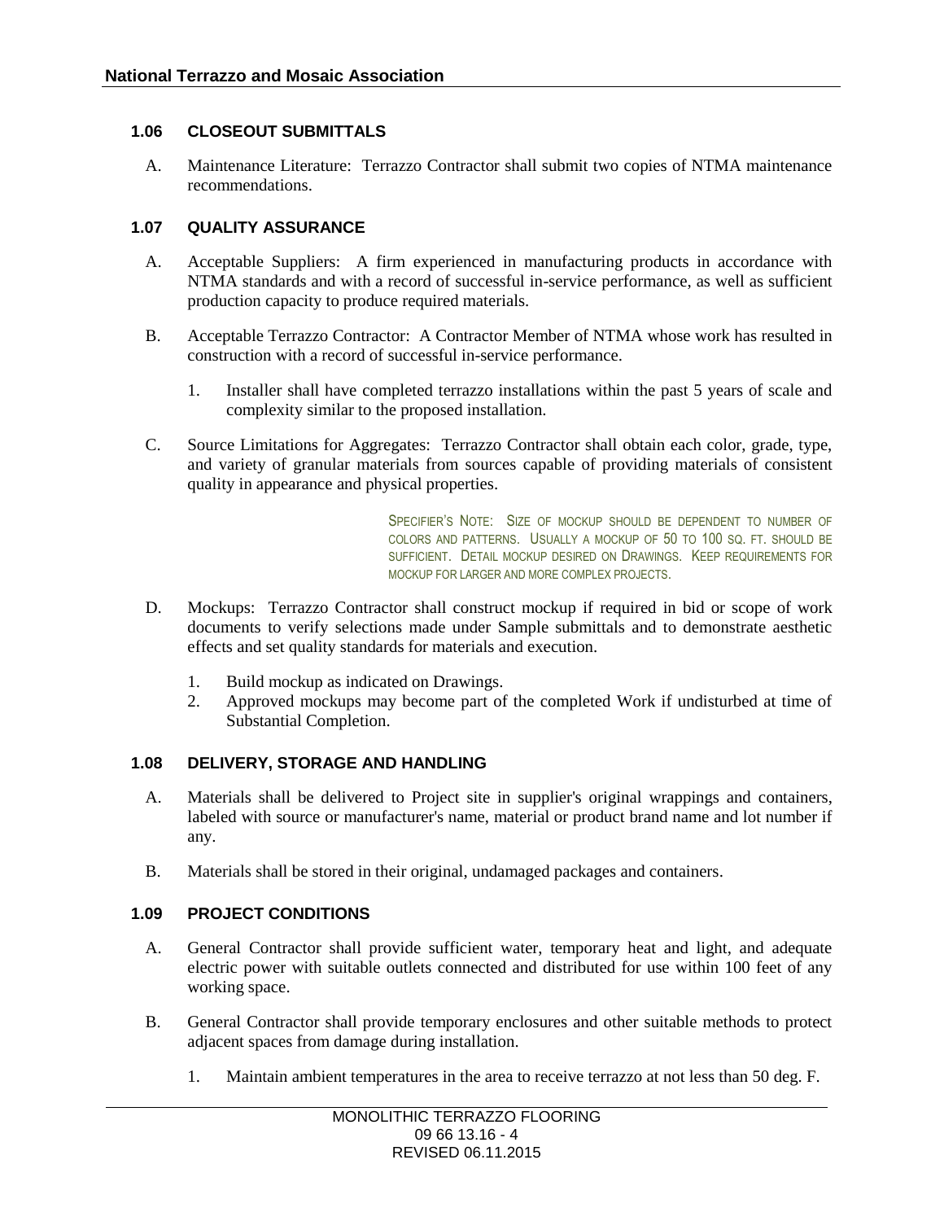### 1.06 CLOSEOUT SUBMITTALS

A. Maintenance Literature: Terrazzo Contractor shall submit two copies of NTMA maintenance recommendations.

### 1.07 QUALITY ASSURANCE

A. Acceptable Suppliers: A firm experienced in manufacturing products in accordance with NTMA standards and with a record of successful in-service performance, as well as sufficient production capacity to produce required materials.

B. Acceptable Terrazzo Contractor: A Contractor Member of NTMA whose work has resulted in construction with a record of successful in-service performance.

1. Installer shall have completed terrazzo installations within the past 5 years of scale and complexity similar to the proposed installation.

C. Source Limitations for Aggregates: Terrazzo Contractor shall obtain each color, grade, type, and variety of granular materials from sources capable of providing materials of consistent quality in appearance and physical properties.

SPECIFIER'S NOTE: SIZE OF MOCKUP SHOULD BE DEPENDENT TO NUMBER OF COLORS AND PATTERNS. USUALLY A MOCKUP OF 50 TO 100 SQ. FT. SHOULD BE SUFFICIENT. DETAIL MOCKUP DESIRED ON DRAWINGS. KEEP REQUIREMENTS FOR MOCKUP FOR LARGER AND MORE COMPLEX PROJECTS.

D. Mockups: Terrazzo Contractor shall construct mockup if required in bid or scope of work documents to verify selections made under Sample submittals and to demonstrate aesthetic effects and set quality standards for materials and execution.

1. Build mockup as indicated on Drawings.
2. Approved mockups may become part of the completed Work if undisturbed at time of Substantial Completion.

### 1.08 DELIVERY, STORAGE AND HANDLING

A. Materials shall be delivered to Project site in supplier's original wrappings and containers, labeled with source or manufacturer's name, material or product brand name and lot number if any.

B. Materials shall be stored in their original, undamaged packages and containers.

### 1.09 PROJECT CONDITIONS

A. General Contractor shall provide sufficient water, temporary heat and light, and adequate electric power with suitable outlets connected and distributed for use within 100 feet of any working space.

B. General Contractor shall provide temporary enclosures and other suitable methods to protect adjacent spaces from damage during installation.

1. Maintain ambient temperatures in the area to receive terrazzo at not less than 50 deg. F.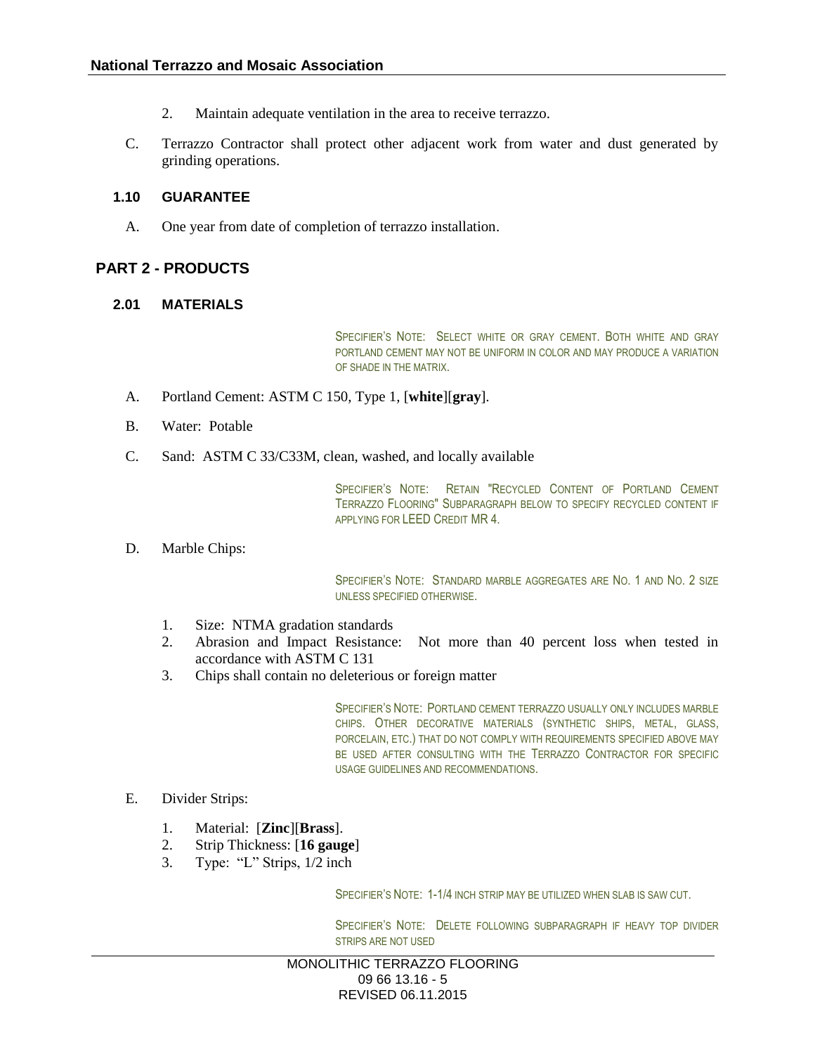2. Maintain adequate ventilation in the area to receive terrazzo.

C. Terrazzo Contractor shall protect other adjacent work from water and dust generated by grinding operations.

### 1.10 GUARANTEE

A. One year from date of completion of terrazzo installation.

## PART 2 - PRODUCTS

### 2.01 MATERIALS

SPECIFIER'S NOTE: SELECT WHITE OR GRAY CEMENT. BOTH WHITE AND GRAY PORTLAND CEMENT MAY NOT BE UNIFORM IN COLOR AND MAY PRODUCE A VARIATION OF SHADE IN THE MATRIX.

A. Portland Cement: ASTM C 150, Type 1, [**white**][**gray**].

B. Water: Potable

C. Sand: ASTM C 33/C33M, clean, washed, and locally available

SPECIFIER'S NOTE: RETAIN "RECYCLED CONTENT OF PORTLAND CEMENT TERRAZZO FLOORING" SUBPARAGRAPH BELOW TO SPECIFY RECYCLED CONTENT IF APPLYING FOR LEED CREDIT MR 4.

D. Marble Chips:

SPECIFIER'S NOTE: STANDARD MARBLE AGGREGATES ARE NO. 1 AND NO. 2 SIZE UNLESS SPECIFIED OTHERWISE.

1. Size: NTMA gradation standards
2. Abrasion and Impact Resistance: Not more than 40 percent loss when tested in accordance with ASTM C 131
3. Chips shall contain no deleterious or foreign matter

SPECIFIER'S NOTE: PORTLAND CEMENT TERRAZZO USUALLY ONLY INCLUDES MARBLE CHIPS. OTHER DECORATIVE MATERIALS (SYNTHETIC SHIPS, METAL, GLASS, PORCELAIN, ETC.) THAT DO NOT COMPLY WITH REQUIREMENTS SPECIFIED ABOVE MAY BE USED AFTER CONSULTING WITH THE TERRAZZO CONTRACTOR FOR SPECIFIC USAGE GUIDELINES AND RECOMMENDATIONS.

E. Divider Strips:

1. Material: [**Zinc**][**Brass**].
2. Strip Thickness: [**16 gauge**]
3. Type: "L" Strips, 1/2 inch

SPECIFIER'S NOTE: 1-1/4 INCH STRIP MAY BE UTILIZED WHEN SLAB IS SAW CUT.

SPECIFIER'S NOTE: DELETE FOLLOWING SUBPARAGRAPH IF HEAVY TOP DIVIDER STRIPS ARE NOT USED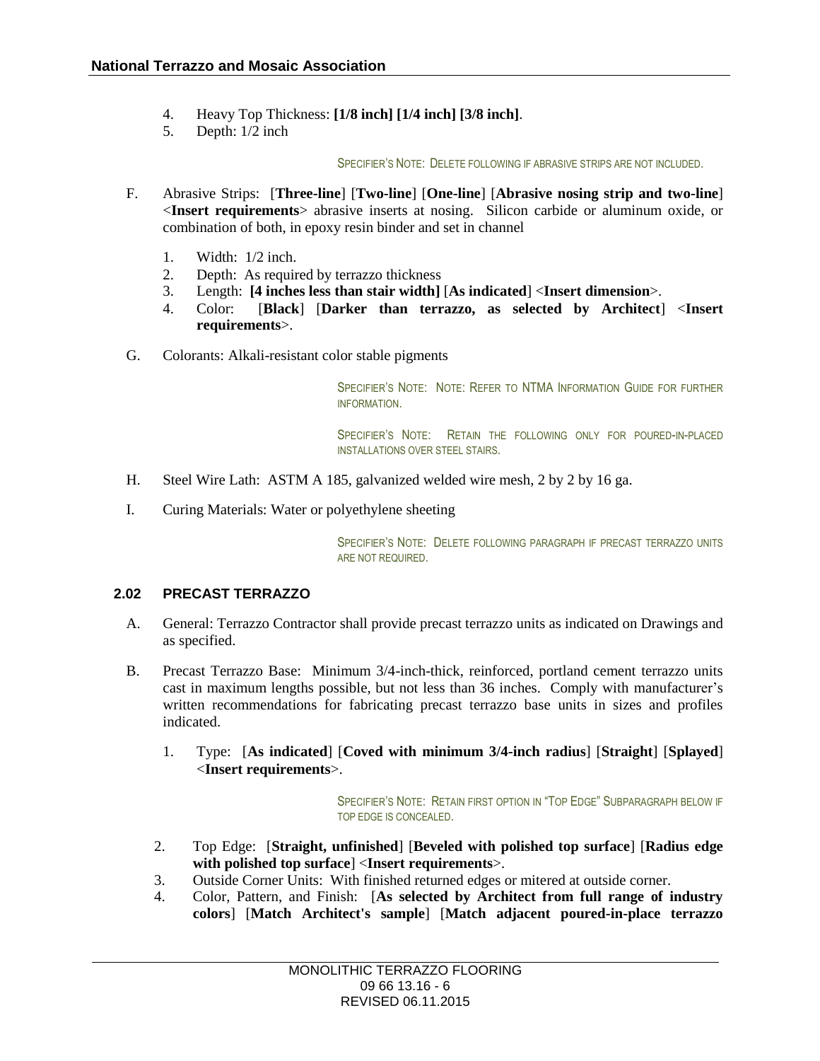4. Heavy Top Thickness: **[1/8 inch] [1/4 inch] [3/8 inch]**.
5. Depth: 1/2 inch

SPECIFIER'S NOTE: DELETE FOLLOWING IF ABRASIVE STRIPS ARE NOT INCLUDED.

F. Abrasive Strips: [**Three-line**] [**Two-line**] [**One-line**] [**Abrasive nosing strip and two-line**] <**Insert requirements**> abrasive inserts at nosing. Silicon carbide or aluminum oxide, or combination of both, in epoxy resin binder and set in channel

1. Width: 1/2 inch.
2. Depth: As required by terrazzo thickness
3. Length: **[4 inches less than stair width]** [**As indicated**] <**Insert dimension**>.
4. Color: [**Black**] [**Darker than terrazzo, as selected by Architect**] <**Insert requirements**>.

G. Colorants: Alkali-resistant color stable pigments

SPECIFIER'S NOTE: NOTE: REFER TO NTMA INFORMATION GUIDE FOR FURTHER INFORMATION.

SPECIFIER'S NOTE: RETAIN THE FOLLOWING ONLY FOR POURED-IN-PLACED INSTALLATIONS OVER STEEL STAIRS.

H. Steel Wire Lath: ASTM A 185, galvanized welded wire mesh, 2 by 2 by 16 ga.

I. Curing Materials: Water or polyethylene sheeting

SPECIFIER'S NOTE: DELETE FOLLOWING PARAGRAPH IF PRECAST TERRAZZO UNITS ARE NOT REQUIRED.

## 2.02 PRECAST TERRAZZO

A. General: Terrazzo Contractor shall provide precast terrazzo units as indicated on Drawings and as specified.

B. Precast Terrazzo Base: Minimum 3/4-inch-thick, reinforced, portland cement terrazzo units cast in maximum lengths possible, but not less than 36 inches. Comply with manufacturer's written recommendations for fabricating precast terrazzo base units in sizes and profiles indicated.

1. Type: [**As indicated**] [**Coved with minimum 3/4-inch radius**] [**Straight**] [**Splayed**] <**Insert requirements**>.

SPECIFIER'S NOTE: RETAIN FIRST OPTION IN "TOP EDGE" SUBPARAGRAPH BELOW IF TOP EDGE IS CONCEALED.

2. Top Edge: [**Straight, unfinished**] [**Beveled with polished top surface**] [**Radius edge with polished top surface**] <**Insert requirements**>.
3. Outside Corner Units: With finished returned edges or mitered at outside corner.
4. Color, Pattern, and Finish: [**As selected by Architect from full range of industry colors**] [**Match Architect's sample**] [**Match adjacent poured-in-place terrazzo**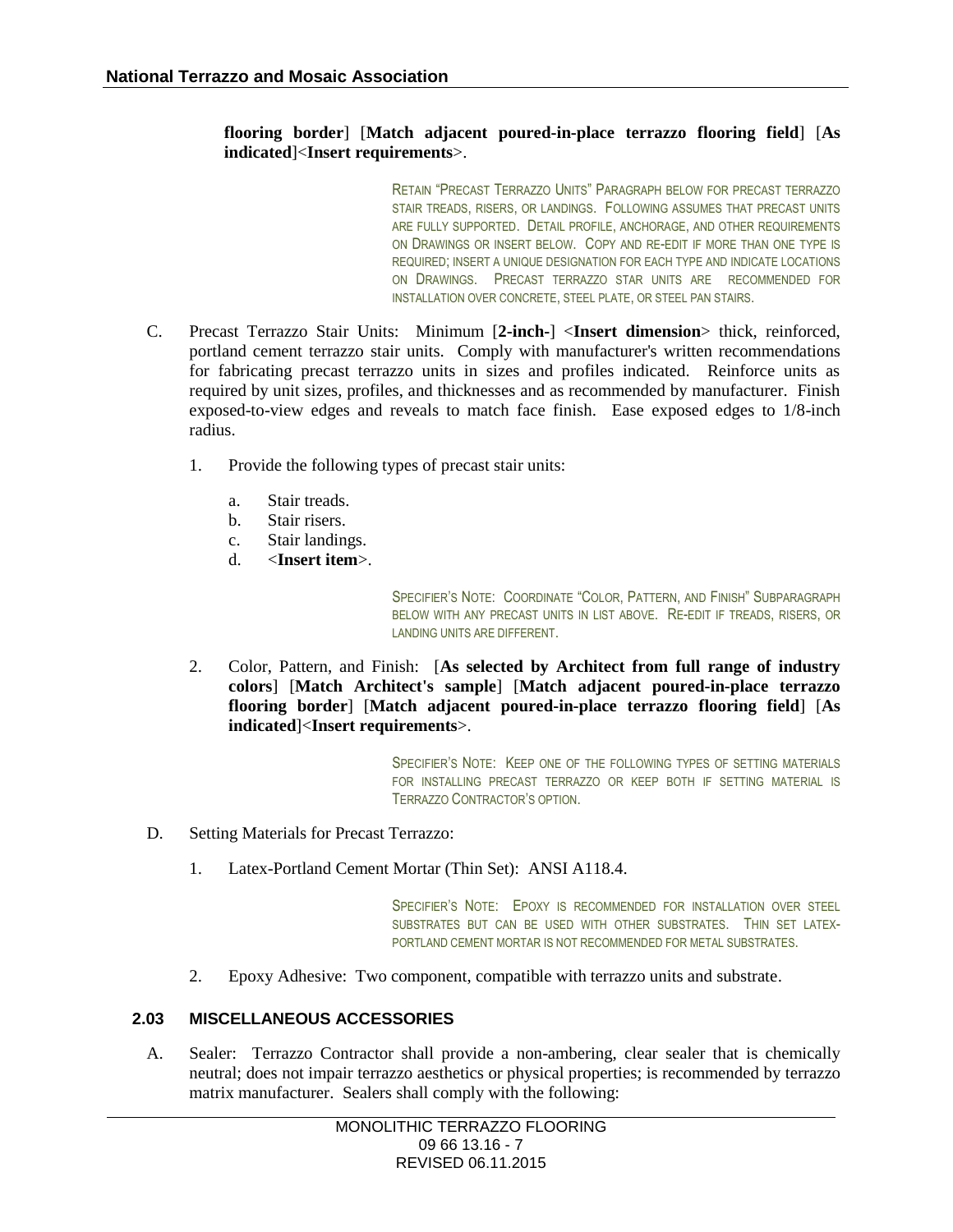**flooring border**] [**Match adjacent poured-in-place terrazzo flooring field**] [**As indicated**]<**Insert requirements**>.

RETAIN "PRECAST TERRAZZO UNITS" PARAGRAPH BELOW FOR PRECAST TERRAZZO STAIR TREADS, RISERS, OR LANDINGS. FOLLOWING ASSUMES THAT PRECAST UNITS ARE FULLY SUPPORTED. DETAIL PROFILE, ANCHORAGE, AND OTHER REQUIREMENTS ON DRAWINGS OR INSERT BELOW. COPY AND RE-EDIT IF MORE THAN ONE TYPE IS REQUIRED; INSERT A UNIQUE DESIGNATION FOR EACH TYPE AND INDICATE LOCATIONS ON DRAWINGS. PRECAST TERRAZZO STAR UNITS ARE RECOMMENDED FOR INSTALLATION OVER CONCRETE, STEEL PLATE, OR STEEL PAN STAIRS.

C. Precast Terrazzo Stair Units: Minimum [**2-inch-**] <**Insert dimension**> thick, reinforced, portland cement terrazzo stair units. Comply with manufacturer's written recommendations for fabricating precast terrazzo units in sizes and profiles indicated. Reinforce units as required by unit sizes, profiles, and thicknesses and as recommended by manufacturer. Finish exposed-to-view edges and reveals to match face finish. Ease exposed edges to 1/8-inch radius.

1. Provide the following types of precast stair units:

   a. Stair treads.
   b. Stair risers.
   c. Stair landings.
   d. <**Insert item**>.

SPECIFIER'S NOTE: COORDINATE "COLOR, PATTERN, AND FINISH" SUBPARAGRAPH BELOW WITH ANY PRECAST UNITS IN LIST ABOVE. RE-EDIT IF TREADS, RISERS, OR LANDING UNITS ARE DIFFERENT.

2. Color, Pattern, and Finish: [**As selected by Architect from full range of industry colors**] [**Match Architect's sample**] [**Match adjacent poured-in-place terrazzo flooring border**] [**Match adjacent poured-in-place terrazzo flooring field**] [**As indicated**]<**Insert requirements**>.

SPECIFIER'S NOTE: KEEP ONE OF THE FOLLOWING TYPES OF SETTING MATERIALS FOR INSTALLING PRECAST TERRAZZO OR KEEP BOTH IF SETTING MATERIAL IS TERRAZZO CONTRACTOR'S OPTION.

D. Setting Materials for Precast Terrazzo:

1. Latex-Portland Cement Mortar (Thin Set): ANSI A118.4.

SPECIFIER'S NOTE: EPOXY IS RECOMMENDED FOR INSTALLATION OVER STEEL SUBSTRATES BUT CAN BE USED WITH OTHER SUBSTRATES. THIN SET LATEX-PORTLAND CEMENT MORTAR IS NOT RECOMMENDED FOR METAL SUBSTRATES.

2. Epoxy Adhesive: Two component, compatible with terrazzo units and substrate.

### 2.03 MISCELLANEOUS ACCESSORIES

A. Sealer: Terrazzo Contractor shall provide a non-ambering, clear sealer that is chemically neutral; does not impair terrazzo aesthetics or physical properties; is recommended by terrazzo matrix manufacturer. Sealers shall comply with the following: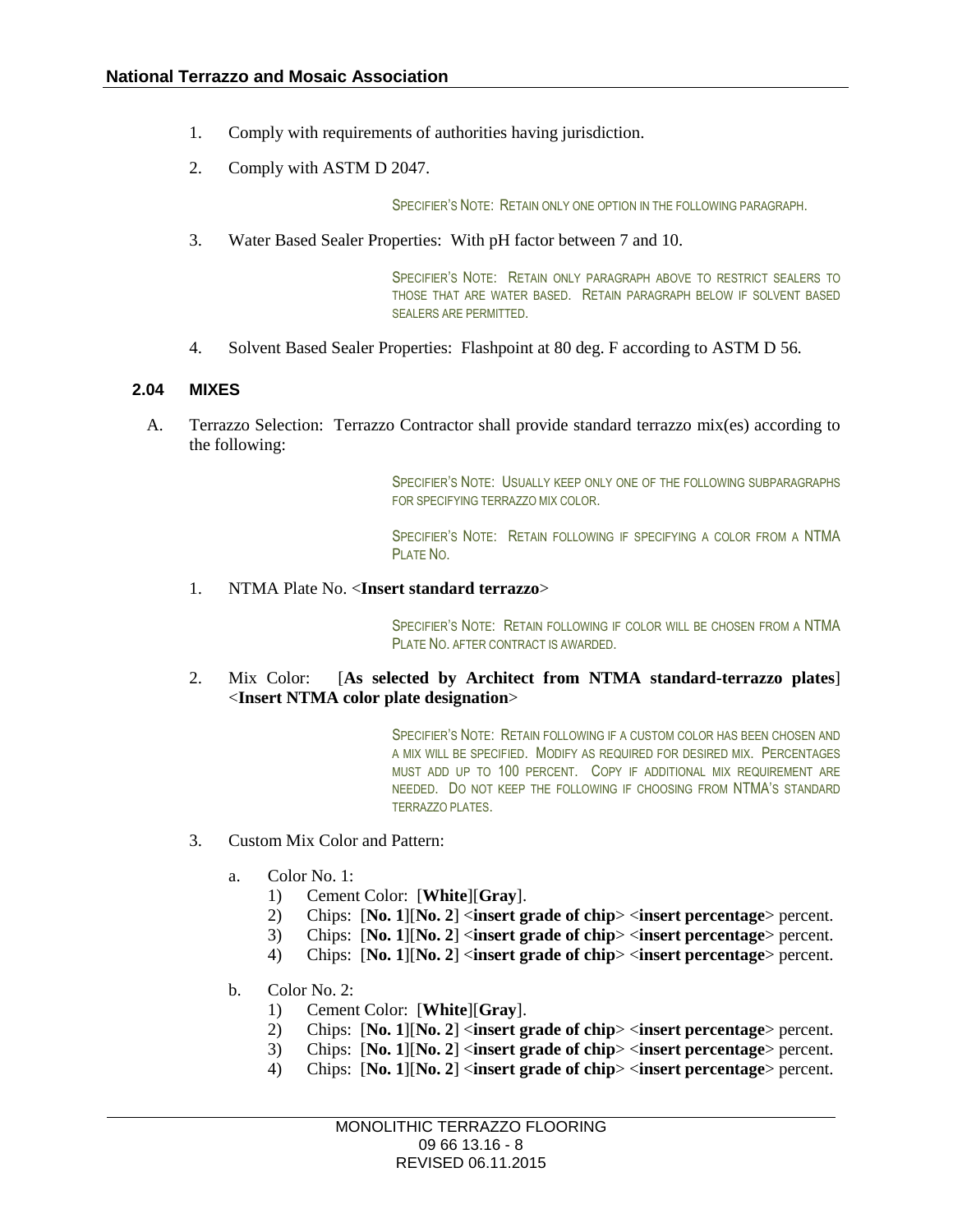1. Comply with requirements of authorities having jurisdiction.

2. Comply with ASTM D 2047.

SPECIFIER'S NOTE: RETAIN ONLY ONE OPTION IN THE FOLLOWING PARAGRAPH.

3. Water Based Sealer Properties: With pH factor between 7 and 10.

SPECIFIER'S NOTE: RETAIN ONLY PARAGRAPH ABOVE TO RESTRICT SEALERS TO THOSE THAT ARE WATER BASED. RETAIN PARAGRAPH BELOW IF SOLVENT BASED SEALERS ARE PERMITTED.

4. Solvent Based Sealer Properties: Flashpoint at 80 deg. F according to ASTM D 56.

### 2.04 MIXES

A. Terrazzo Selection: Terrazzo Contractor shall provide standard terrazzo mix(es) according to the following:

SPECIFIER'S NOTE: USUALLY KEEP ONLY ONE OF THE FOLLOWING SUBPARAGRAPHS FOR SPECIFYING TERRAZZO MIX COLOR.

SPECIFIER'S NOTE: RETAIN FOLLOWING IF SPECIFYING A COLOR FROM A NTMA PLATE NO.

1. NTMA Plate No. <**Insert standard terrazzo**>

SPECIFIER'S NOTE: RETAIN FOLLOWING IF COLOR WILL BE CHOSEN FROM A NTMA PLATE NO. AFTER CONTRACT IS AWARDED.

2. Mix Color: [**As selected by Architect from NTMA standard-terrazzo plates**] <**Insert NTMA color plate designation**>

SPECIFIER'S NOTE: RETAIN FOLLOWING IF A CUSTOM COLOR HAS BEEN CHOSEN AND A MIX WILL BE SPECIFIED. MODIFY AS REQUIRED FOR DESIRED MIX. PERCENTAGES MUST ADD UP TO 100 PERCENT. COPY IF ADDITIONAL MIX REQUIREMENT ARE NEEDED. DO NOT KEEP THE FOLLOWING IF CHOOSING FROM NTMA'S STANDARD TERRAZZO PLATES.

3. Custom Mix Color and Pattern:

   a. Color No. 1:
      1) Cement Color: [**White**][**Gray**].
      2) Chips: [**No. 1**][**No. 2**] <**insert grade of chip**> <**insert percentage**> percent.
      3) Chips: [**No. 1**][**No. 2**] <**insert grade of chip**> <**insert percentage**> percent.
      4) Chips: [**No. 1**][**No. 2**] <**insert grade of chip**> <**insert percentage**> percent.

   b. Color No. 2:
      1) Cement Color: [**White**][**Gray**].
      2) Chips: [**No. 1**][**No. 2**] <**insert grade of chip**> <**insert percentage**> percent.
      3) Chips: [**No. 1**][**No. 2**] <**insert grade of chip**> <**insert percentage**> percent.
      4) Chips: [**No. 1**][**No. 2**] <**insert grade of chip**> <**insert percentage**> percent.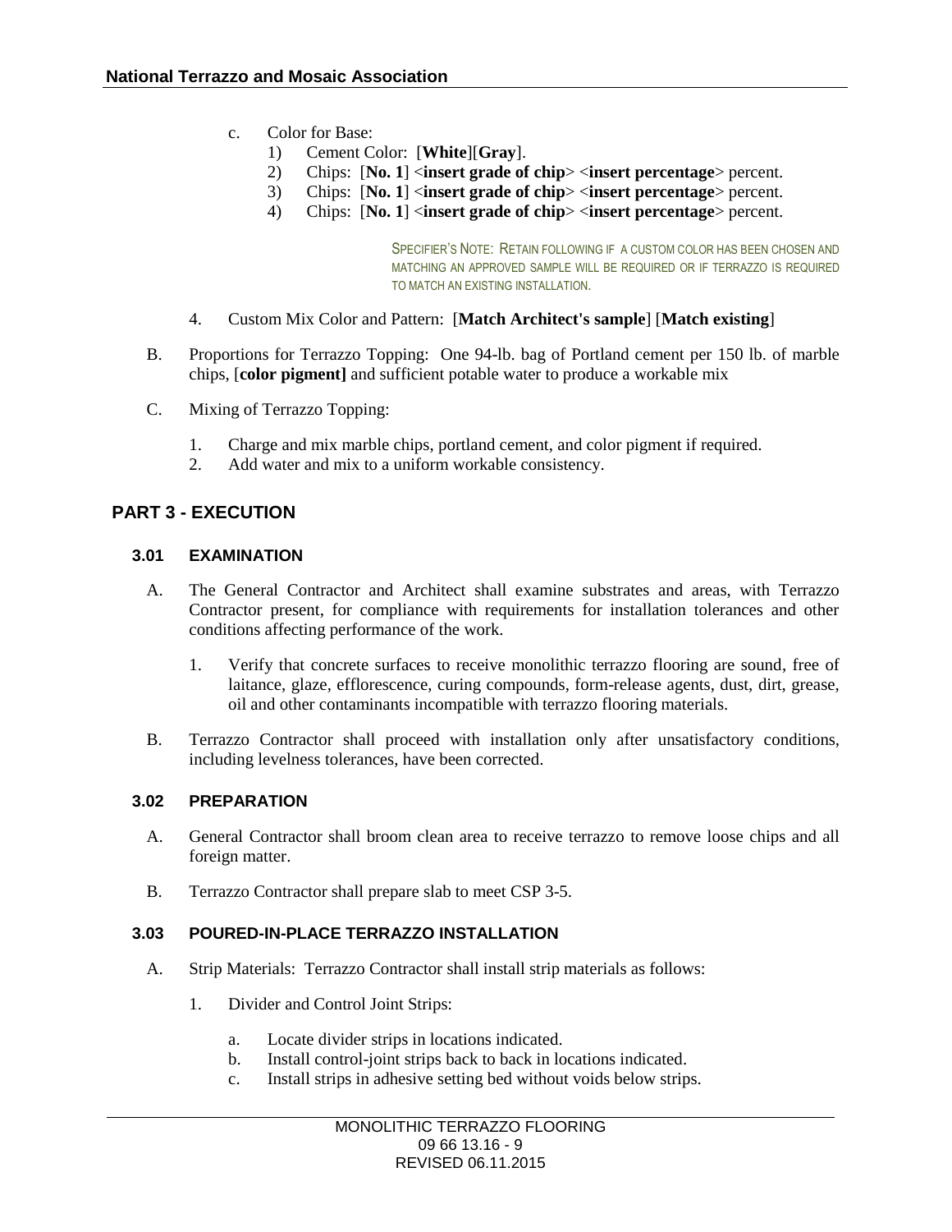c. Color for Base:
   1) Cement Color: [**White**][**Gray**].
   2) Chips: [**No. 1**] <**insert grade of chip**> <**insert percentage**> percent.
   3) Chips: [**No. 1**] <**insert grade of chip**> <**insert percentage**> percent.
   4) Chips: [**No. 1**] <**insert grade of chip**> <**insert percentage**> percent.

SPECIFIER'S NOTE: RETAIN FOLLOWING IF A CUSTOM COLOR HAS BEEN CHOSEN AND MATCHING AN APPROVED SAMPLE WILL BE REQUIRED OR IF TERRAZZO IS REQUIRED TO MATCH AN EXISTING INSTALLATION.

4. Custom Mix Color and Pattern: [**Match Architect's sample**] [**Match existing**]

B. Proportions for Terrazzo Topping: One 94-lb. bag of Portland cement per 150 lb. of marble chips, [**color pigment]** and sufficient potable water to produce a workable mix

C. Mixing of Terrazzo Topping:

   1. Charge and mix marble chips, portland cement, and color pigment if required.
   2. Add water and mix to a uniform workable consistency.

## PART 3 - EXECUTION

### 3.01 EXAMINATION

A. The General Contractor and Architect shall examine substrates and areas, with Terrazzo Contractor present, for compliance with requirements for installation tolerances and other conditions affecting performance of the work.

   1. Verify that concrete surfaces to receive monolithic terrazzo flooring are sound, free of laitance, glaze, efflorescence, curing compounds, form-release agents, dust, dirt, grease, oil and other contaminants incompatible with terrazzo flooring materials.

B. Terrazzo Contractor shall proceed with installation only after unsatisfactory conditions, including levelness tolerances, have been corrected.

### 3.02 PREPARATION

A. General Contractor shall broom clean area to receive terrazzo to remove loose chips and all foreign matter.

B. Terrazzo Contractor shall prepare slab to meet CSP 3-5.

### 3.03 POURED-IN-PLACE TERRAZZO INSTALLATION

A. Strip Materials: Terrazzo Contractor shall install strip materials as follows:

   1. Divider and Control Joint Strips:

      a. Locate divider strips in locations indicated.
      b. Install control-joint strips back to back in locations indicated.
      c. Install strips in adhesive setting bed without voids below strips.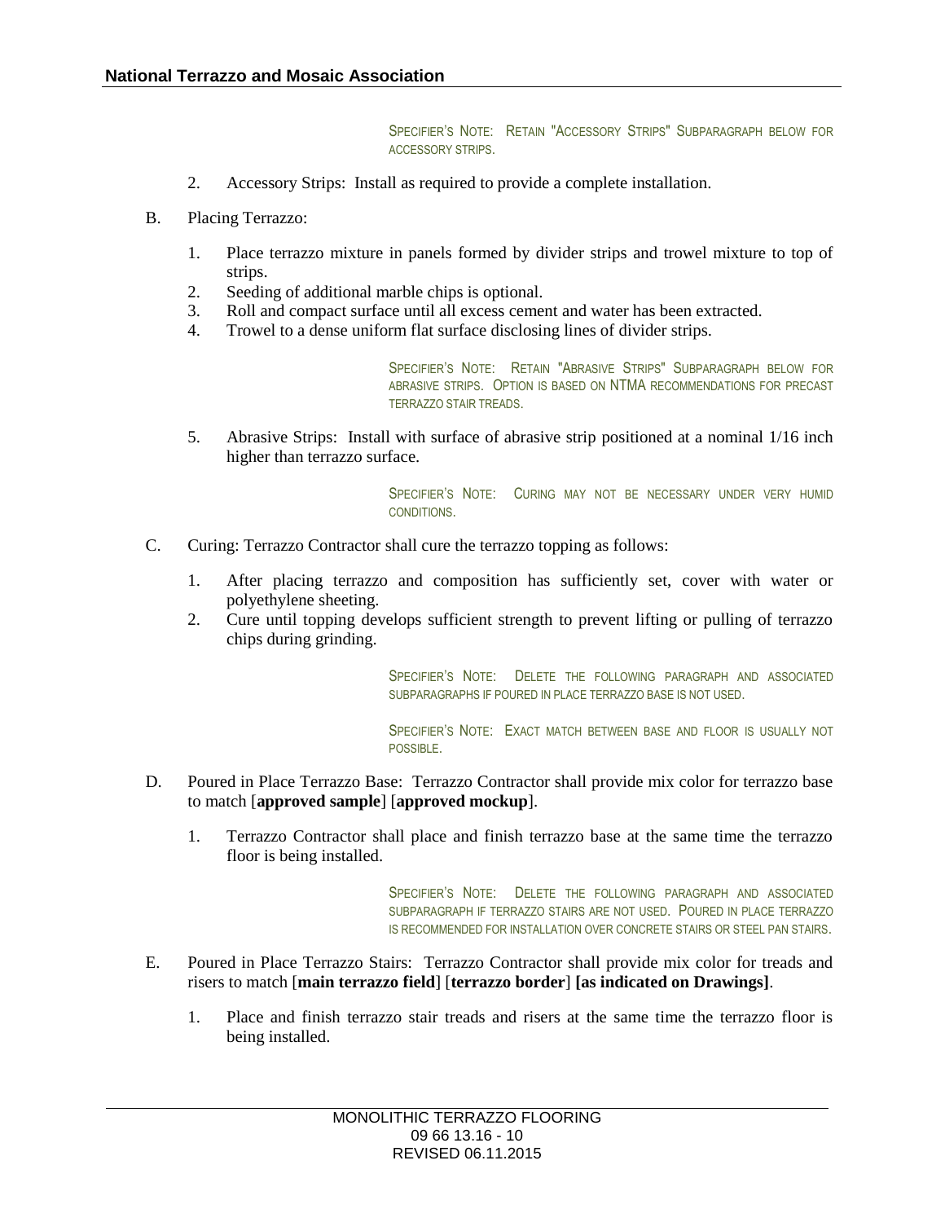SPECIFIER'S NOTE: RETAIN "ACCESSORY STRIPS" SUBPARAGRAPH BELOW FOR ACCESSORY STRIPS.

2. Accessory Strips: Install as required to provide a complete installation.

B. Placing Terrazzo:

1. Place terrazzo mixture in panels formed by divider strips and trowel mixture to top of strips.
2. Seeding of additional marble chips is optional.
3. Roll and compact surface until all excess cement and water has been extracted.
4. Trowel to a dense uniform flat surface disclosing lines of divider strips.

SPECIFIER'S NOTE: RETAIN "ABRASIVE STRIPS" SUBPARAGRAPH BELOW FOR ABRASIVE STRIPS. OPTION IS BASED ON NTMA RECOMMENDATIONS FOR PRECAST TERRAZZO STAIR TREADS.

5. Abrasive Strips: Install with surface of abrasive strip positioned at a nominal 1/16 inch higher than terrazzo surface.

SPECIFIER'S NOTE: CURING MAY NOT BE NECESSARY UNDER VERY HUMID CONDITIONS.

C. Curing: Terrazzo Contractor shall cure the terrazzo topping as follows:

1. After placing terrazzo and composition has sufficiently set, cover with water or polyethylene sheeting.
2. Cure until topping develops sufficient strength to prevent lifting or pulling of terrazzo chips during grinding.

SPECIFIER'S NOTE: DELETE THE FOLLOWING PARAGRAPH AND ASSOCIATED SUBPARAGRAPHS IF POURED IN PLACE TERRAZZO BASE IS NOT USED.

SPECIFIER'S NOTE: EXACT MATCH BETWEEN BASE AND FLOOR IS USUALLY NOT POSSIBLE.

D. Poured in Place Terrazzo Base: Terrazzo Contractor shall provide mix color for terrazzo base to match [**approved sample**] [**approved mockup**].

1. Terrazzo Contractor shall place and finish terrazzo base at the same time the terrazzo floor is being installed.

SPECIFIER'S NOTE: DELETE THE FOLLOWING PARAGRAPH AND ASSOCIATED SUBPARAGRAPH IF TERRAZZO STAIRS ARE NOT USED. POURED IN PLACE TERRAZZO IS RECOMMENDED FOR INSTALLATION OVER CONCRETE STAIRS OR STEEL PAN STAIRS.

E. Poured in Place Terrazzo Stairs: Terrazzo Contractor shall provide mix color for treads and risers to match [**main terrazzo field**] [**terrazzo border**] **[as indicated on Drawings]**.

1. Place and finish terrazzo stair treads and risers at the same time the terrazzo floor is being installed.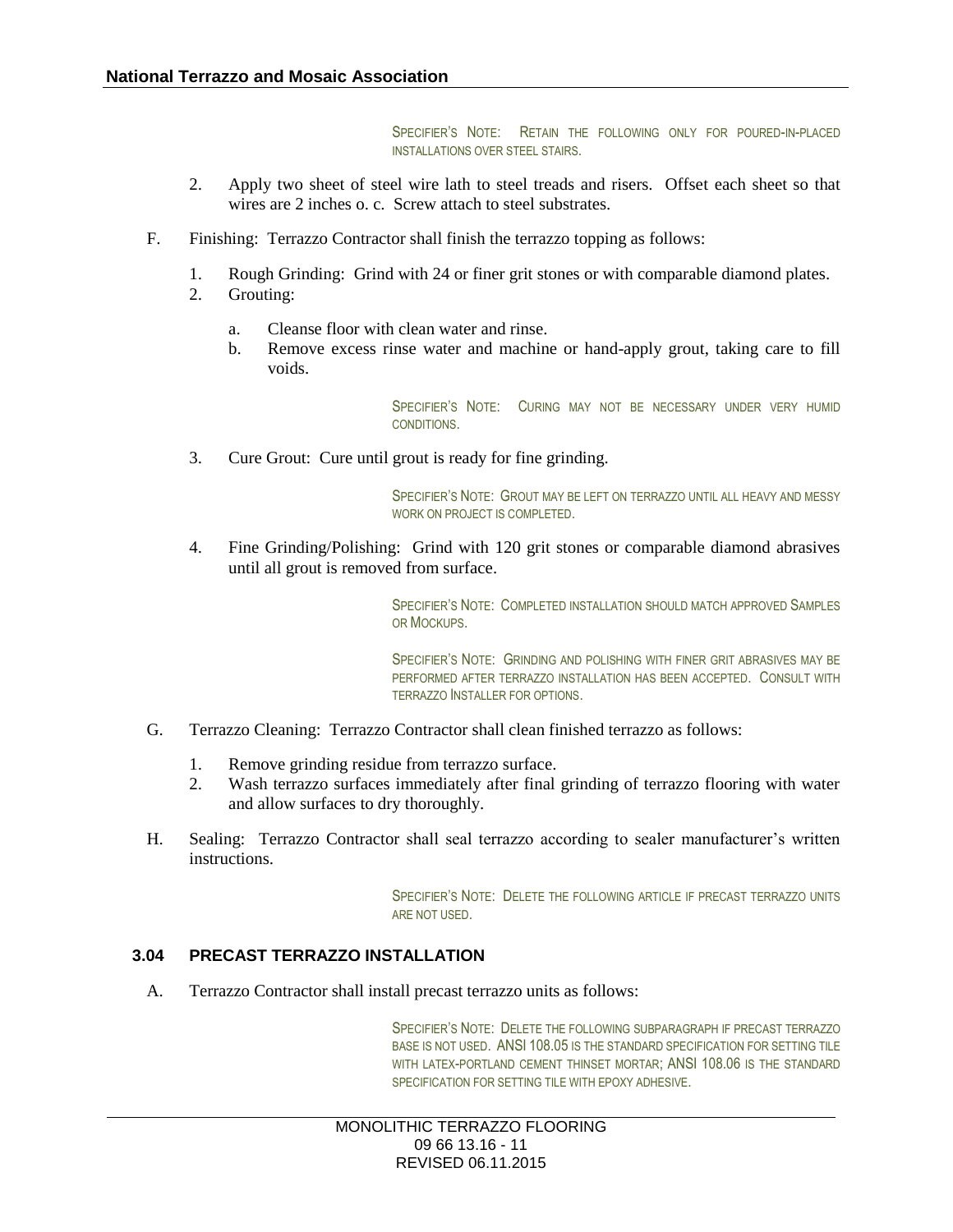SPECIFIER'S NOTE: RETAIN THE FOLLOWING ONLY FOR POURED-IN-PLACED INSTALLATIONS OVER STEEL STAIRS.

2. Apply two sheet of steel wire lath to steel treads and risers. Offset each sheet so that wires are 2 inches o. c. Screw attach to steel substrates.

F. Finishing: Terrazzo Contractor shall finish the terrazzo topping as follows:

1. Rough Grinding: Grind with 24 or finer grit stones or with comparable diamond plates.
2. Grouting:

   a. Cleanse floor with clean water and rinse.
   b. Remove excess rinse water and machine or hand-apply grout, taking care to fill voids.

SPECIFIER'S NOTE: CURING MAY NOT BE NECESSARY UNDER VERY HUMID CONDITIONS.

3. Cure Grout: Cure until grout is ready for fine grinding.

SPECIFIER'S NOTE: GROUT MAY BE LEFT ON TERRAZZO UNTIL ALL HEAVY AND MESSY WORK ON PROJECT IS COMPLETED.

4. Fine Grinding/Polishing: Grind with 120 grit stones or comparable diamond abrasives until all grout is removed from surface.

SPECIFIER'S NOTE: COMPLETED INSTALLATION SHOULD MATCH APPROVED SAMPLES OR MOCKUPS.

SPECIFIER'S NOTE: GRINDING AND POLISHING WITH FINER GRIT ABRASIVES MAY BE PERFORMED AFTER TERRAZZO INSTALLATION HAS BEEN ACCEPTED. CONSULT WITH TERRAZZO INSTALLER FOR OPTIONS.

G. Terrazzo Cleaning: Terrazzo Contractor shall clean finished terrazzo as follows:

1. Remove grinding residue from terrazzo surface.
2. Wash terrazzo surfaces immediately after final grinding of terrazzo flooring with water and allow surfaces to dry thoroughly.

H. Sealing: Terrazzo Contractor shall seal terrazzo according to sealer manufacturer's written instructions.

SPECIFIER'S NOTE: DELETE THE FOLLOWING ARTICLE IF PRECAST TERRAZZO UNITS ARE NOT USED.

### 3.04 PRECAST TERRAZZO INSTALLATION

A. Terrazzo Contractor shall install precast terrazzo units as follows:

SPECIFIER'S NOTE: DELETE THE FOLLOWING SUBPARAGRAPH IF PRECAST TERRAZZO BASE IS NOT USED. ANSI 108.05 IS THE STANDARD SPECIFICATION FOR SETTING TILE WITH LATEX-PORTLAND CEMENT THINSET MORTAR; ANSI 108.06 IS THE STANDARD SPECIFICATION FOR SETTING TILE WITH EPOXY ADHESIVE.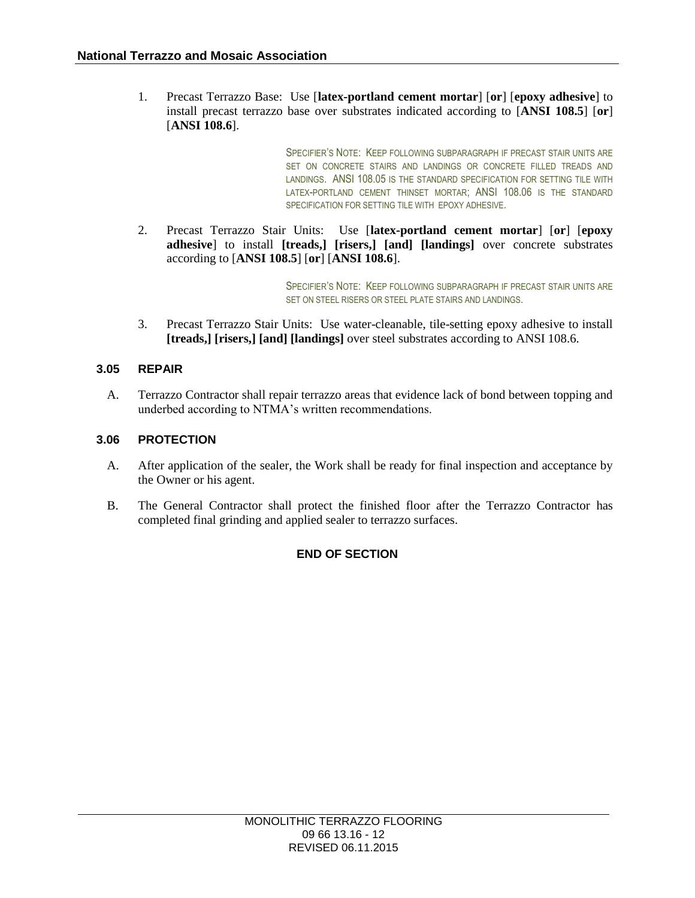1. Precast Terrazzo Base: Use [**latex-portland cement mortar**] [**or**] [**epoxy adhesive**] to install precast terrazzo base over substrates indicated according to [**ANSI 108.5**] [**or**] [**ANSI 108.6**].

SPECIFIER'S NOTE: KEEP FOLLOWING SUBPARAGRAPH IF PRECAST STAIR UNITS ARE SET ON CONCRETE STAIRS AND LANDINGS OR CONCRETE FILLED TREADS AND LANDINGS. ANSI 108.05 IS THE STANDARD SPECIFICATION FOR SETTING TILE WITH LATEX-PORTLAND CEMENT THINSET MORTAR; ANSI 108.06 IS THE STANDARD SPECIFICATION FOR SETTING TILE WITH EPOXY ADHESIVE.

2. Precast Terrazzo Stair Units: Use [**latex-portland cement mortar**] [**or**] [**epoxy adhesive**] to install **[treads,] [risers,] [and] [landings]** over concrete substrates according to [**ANSI 108.5**] [**or**] [**ANSI 108.6**].

SPECIFIER'S NOTE: KEEP FOLLOWING SUBPARAGRAPH IF PRECAST STAIR UNITS ARE SET ON STEEL RISERS OR STEEL PLATE STAIRS AND LANDINGS.

3. Precast Terrazzo Stair Units: Use water-cleanable, tile-setting epoxy adhesive to install **[treads,] [risers,] [and] [landings]** over steel substrates according to ANSI 108.6.

### 3.05 REPAIR

A. Terrazzo Contractor shall repair terrazzo areas that evidence lack of bond between topping and underbed according to NTMA's written recommendations.

### 3.06 PROTECTION

A. After application of the sealer, the Work shall be ready for final inspection and acceptance by the Owner or his agent.

B. The General Contractor shall protect the finished floor after the Terrazzo Contractor has completed final grinding and applied sealer to terrazzo surfaces.

**END OF SECTION**